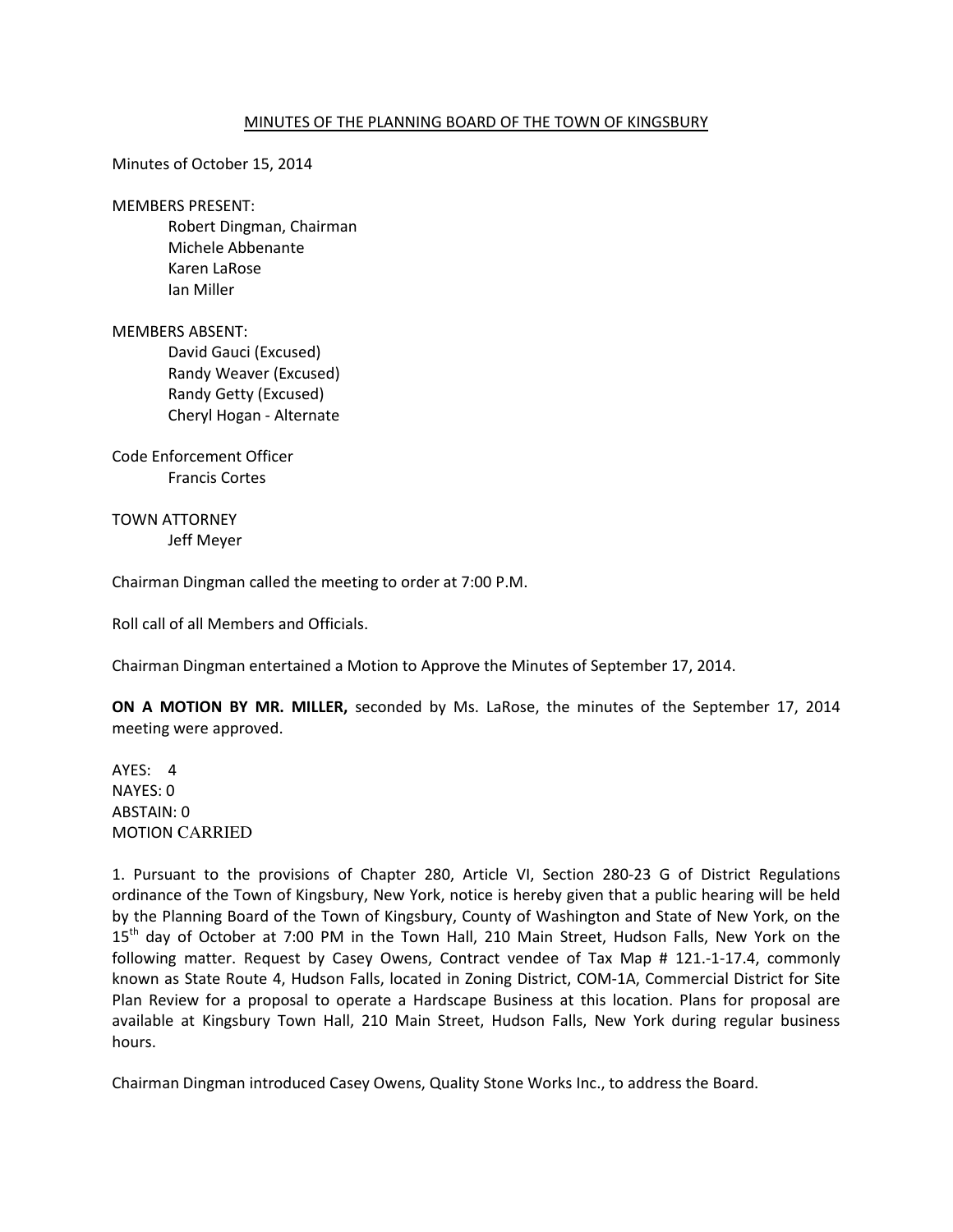# MINUTES OF THE PLANNING BOARD OF THE TOWN OF KINGSBURY

Minutes of October 15, 2014

MEMBERS PRESENT:
- Robert Dingman, Chairman
- Michele Abbenante
- Karen LaRose
- Ian Miller

MEMBERS ABSENT:
- David Gauci (Excused)
- Randy Weaver (Excused)
- Randy Getty (Excused)
- Cheryl Hogan - Alternate

Code Enforcement Officer
- Francis Cortes

TOWN ATTORNEY
- Jeff Meyer

Chairman Dingman called the meeting to order at 7:00 P.M.

Roll call of all Members and Officials.

Chairman Dingman entertained a Motion to Approve the Minutes of September 17, 2014.

**ON A MOTION BY MR. MILLER,** seconded by Ms. LaRose, the minutes of the September 17, 2014 meeting were approved.

AYES: 4
NAYES: 0
ABSTAIN: 0
MOTION CARRIED

1. Pursuant to the provisions of Chapter 280, Article VI, Section 280-23 G of District Regulations ordinance of the Town of Kingsbury, New York, notice is hereby given that a public hearing will be held by the Planning Board of the Town of Kingsbury, County of Washington and State of New York, on the 15th day of October at 7:00 PM in the Town Hall, 210 Main Street, Hudson Falls, New York on the following matter. Request by Casey Owens, Contract vendee of Tax Map # 121.-1-17.4, commonly known as State Route 4, Hudson Falls, located in Zoning District, COM-1A, Commercial District for Site Plan Review for a proposal to operate a Hardscape Business at this location. Plans for proposal are available at Kingsbury Town Hall, 210 Main Street, Hudson Falls, New York during regular business hours.

Chairman Dingman introduced Casey Owens, Quality Stone Works Inc., to address the Board.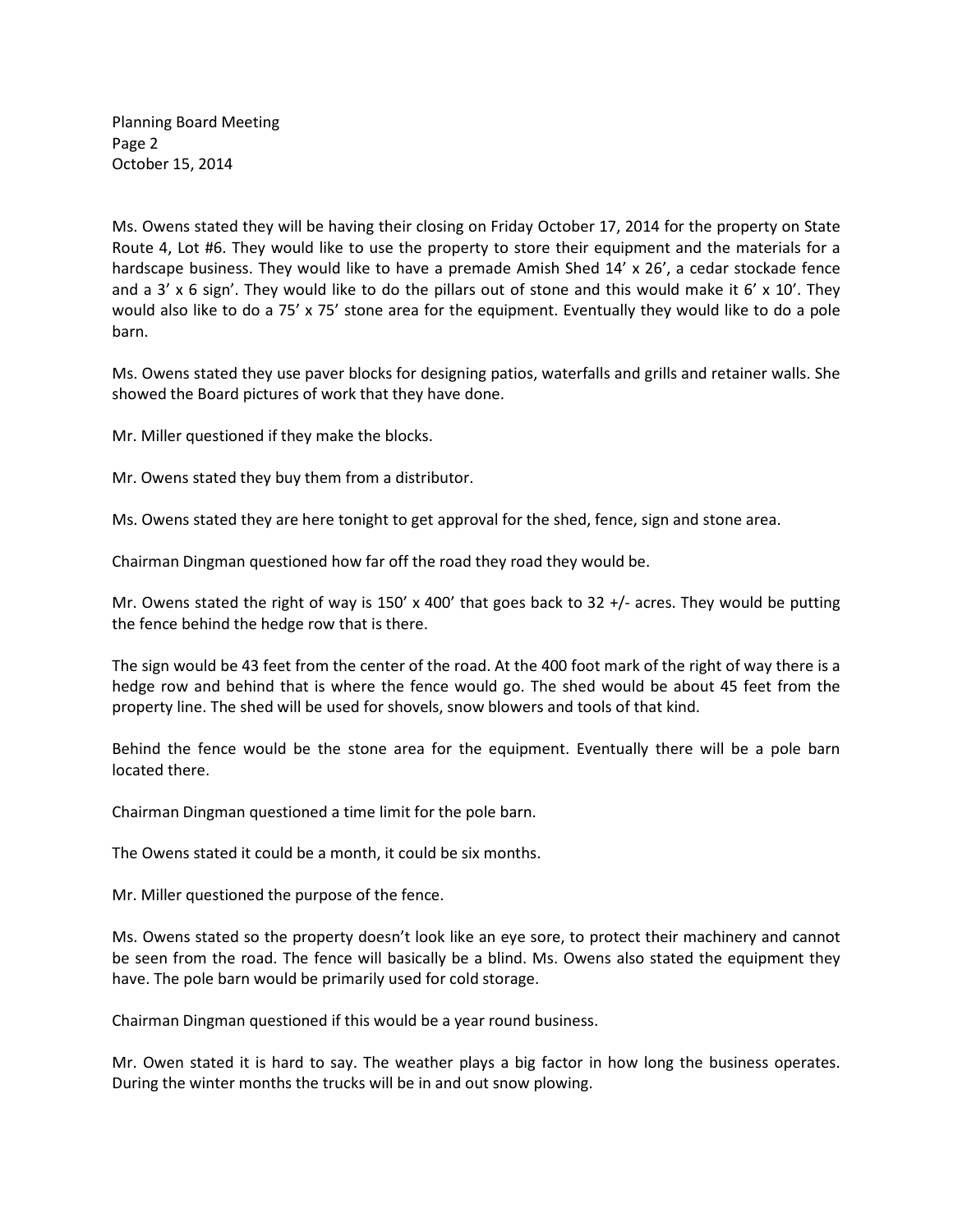Ms. Owens stated they will be having their closing on Friday October 17, 2014 for the property on State Route 4, Lot #6. They would like to use the property to store their equipment and the materials for a hardscape business. They would like to have a premade Amish Shed 14' x 26', a cedar stockade fence and a 3' x 6 sign'. They would like to do the pillars out of stone and this would make it 6' x 10'. They would also like to do a 75' x 75' stone area for the equipment. Eventually they would like to do a pole barn.

Ms. Owens stated they use paver blocks for designing patios, waterfalls and grills and retainer walls. She showed the Board pictures of work that they have done.

Mr. Miller questioned if they make the blocks.

Mr. Owens stated they buy them from a distributor.

Ms. Owens stated they are here tonight to get approval for the shed, fence, sign and stone area.

Chairman Dingman questioned how far off the road they road they would be.

Mr. Owens stated the right of way is 150' x 400' that goes back to 32 +/- acres. They would be putting the fence behind the hedge row that is there.

The sign would be 43 feet from the center of the road. At the 400 foot mark of the right of way there is a hedge row and behind that is where the fence would go. The shed would be about 45 feet from the property line. The shed will be used for shovels, snow blowers and tools of that kind.

Behind the fence would be the stone area for the equipment. Eventually there will be a pole barn located there.

Chairman Dingman questioned a time limit for the pole barn.

The Owens stated it could be a month, it could be six months.

Mr. Miller questioned the purpose of the fence.

Ms. Owens stated so the property doesn't look like an eye sore, to protect their machinery and cannot be seen from the road. The fence will basically be a blind. Ms. Owens also stated the equipment they have. The pole barn would be primarily used for cold storage.

Chairman Dingman questioned if this would be a year round business.

Mr. Owen stated it is hard to say. The weather plays a big factor in how long the business operates. During the winter months the trucks will be in and out snow plowing.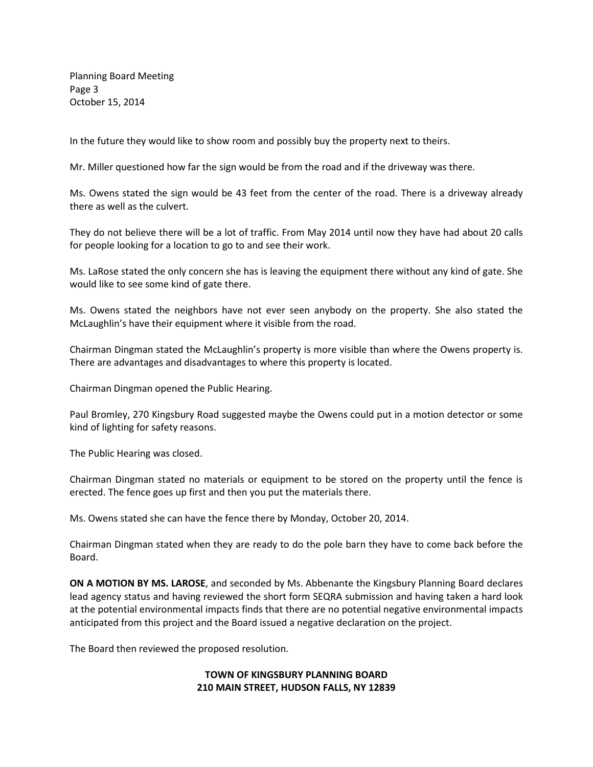In the future they would like to show room and possibly buy the property next to theirs.

Mr. Miller questioned how far the sign would be from the road and if the driveway was there.

Ms. Owens stated the sign would be 43 feet from the center of the road. There is a driveway already there as well as the culvert.

They do not believe there will be a lot of traffic. From May 2014 until now they have had about 20 calls for people looking for a location to go to and see their work.

Ms. LaRose stated the only concern she has is leaving the equipment there without any kind of gate. She would like to see some kind of gate there.

Ms. Owens stated the neighbors have not ever seen anybody on the property. She also stated the McLaughlin's have their equipment where it visible from the road.

Chairman Dingman stated the McLaughlin's property is more visible than where the Owens property is. There are advantages and disadvantages to where this property is located.

Chairman Dingman opened the Public Hearing.

Paul Bromley, 270 Kingsbury Road suggested maybe the Owens could put in a motion detector or some kind of lighting for safety reasons.

The Public Hearing was closed.

Chairman Dingman stated no materials or equipment to be stored on the property until the fence is erected. The fence goes up first and then you put the materials there.

Ms. Owens stated she can have the fence there by Monday, October 20, 2014.

Chairman Dingman stated when they are ready to do the pole barn they have to come back before the Board.

**ON A MOTION BY MS. LAROSE**, and seconded by Ms. Abbenante the Kingsbury Planning Board declares lead agency status and having reviewed the short form SEQRA submission and having taken a hard look at the potential environmental impacts finds that there are no potential negative environmental impacts anticipated from this project and the Board issued a negative declaration on the project.

The Board then reviewed the proposed resolution.

**TOWN OF KINGSBURY PLANNING BOARD**
**210 MAIN STREET, HUDSON FALLS, NY 12839**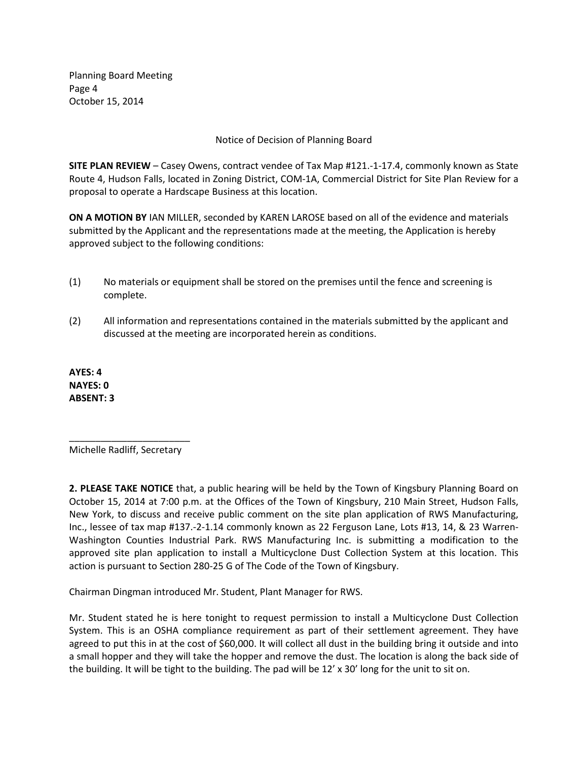Notice of Decision of Planning Board

**SITE PLAN REVIEW** – Casey Owens, contract vendee of Tax Map #121.-1-17.4, commonly known as State Route 4, Hudson Falls, located in Zoning District, COM-1A, Commercial District for Site Plan Review for a proposal to operate a Hardscape Business at this location.

**ON A MOTION BY** IAN MILLER, seconded by KAREN LAROSE based on all of the evidence and materials submitted by the Applicant and the representations made at the meeting, the Application is hereby approved subject to the following conditions:

(1) No materials or equipment shall be stored on the premises until the fence and screening is complete.

(2) All information and representations contained in the materials submitted by the applicant and discussed at the meeting are incorporated herein as conditions.

**AYES: 4**
**NAYES: 0**
**ABSENT: 3**

_______________________
Michelle Radliff, Secretary

**2. PLEASE TAKE NOTICE** that, a public hearing will be held by the Town of Kingsbury Planning Board on October 15, 2014 at 7:00 p.m. at the Offices of the Town of Kingsbury, 210 Main Street, Hudson Falls, New York, to discuss and receive public comment on the site plan application of RWS Manufacturing, Inc., lessee of tax map #137.-2-1.14 commonly known as 22 Ferguson Lane, Lots #13, 14, & 23 Warren-Washington Counties Industrial Park. RWS Manufacturing Inc. is submitting a modification to the approved site plan application to install a Multicyclone Dust Collection System at this location. This action is pursuant to Section 280-25 G of The Code of the Town of Kingsbury.

Chairman Dingman introduced Mr. Student, Plant Manager for RWS.

Mr. Student stated he is here tonight to request permission to install a Multicyclone Dust Collection System. This is an OSHA compliance requirement as part of their settlement agreement. They have agreed to put this in at the cost of $60,000. It will collect all dust in the building bring it outside and into a small hopper and they will take the hopper and remove the dust. The location is along the back side of the building. It will be tight to the building. The pad will be 12' x 30' long for the unit to sit on.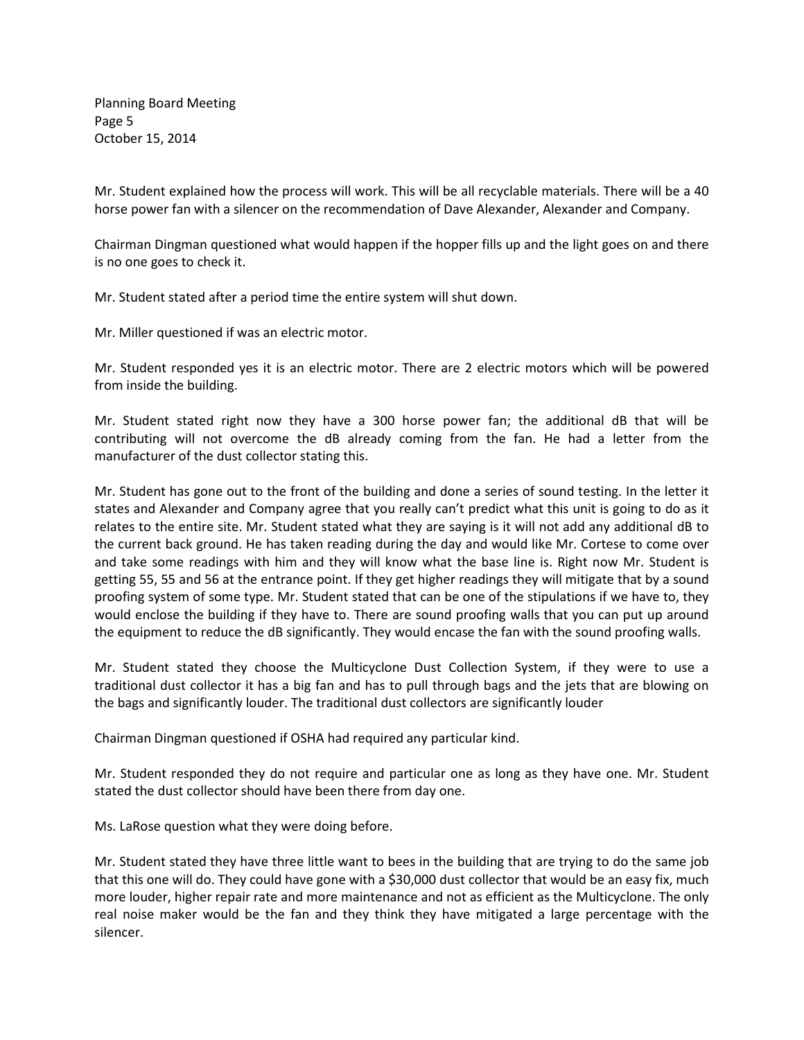Mr. Student explained how the process will work. This will be all recyclable materials. There will be a 40 horse power fan with a silencer on the recommendation of Dave Alexander, Alexander and Company.

Chairman Dingman questioned what would happen if the hopper fills up and the light goes on and there is no one goes to check it.

Mr. Student stated after a period time the entire system will shut down.

Mr. Miller questioned if was an electric motor.

Mr. Student responded yes it is an electric motor. There are 2 electric motors which will be powered from inside the building.

Mr. Student stated right now they have a 300 horse power fan; the additional dB that will be contributing will not overcome the dB already coming from the fan. He had a letter from the manufacturer of the dust collector stating this.

Mr. Student has gone out to the front of the building and done a series of sound testing. In the letter it states and Alexander and Company agree that you really can't predict what this unit is going to do as it relates to the entire site. Mr. Student stated what they are saying is it will not add any additional dB to the current back ground. He has taken reading during the day and would like Mr. Cortese to come over and take some readings with him and they will know what the base line is. Right now Mr. Student is getting 55, 55 and 56 at the entrance point. If they get higher readings they will mitigate that by a sound proofing system of some type. Mr. Student stated that can be one of the stipulations if we have to, they would enclose the building if they have to. There are sound proofing walls that you can put up around the equipment to reduce the dB significantly. They would encase the fan with the sound proofing walls.

Mr. Student stated they choose the Multicyclone Dust Collection System, if they were to use a traditional dust collector it has a big fan and has to pull through bags and the jets that are blowing on the bags and significantly louder. The traditional dust collectors are significantly louder

Chairman Dingman questioned if OSHA had required any particular kind.

Mr. Student responded they do not require and particular one as long as they have one. Mr. Student stated the dust collector should have been there from day one.

Ms. LaRose question what they were doing before.

Mr. Student stated they have three little want to bees in the building that are trying to do the same job that this one will do. They could have gone with a $30,000 dust collector that would be an easy fix, much more louder, higher repair rate and more maintenance and not as efficient as the Multicyclone. The only real noise maker would be the fan and they think they have mitigated a large percentage with the silencer.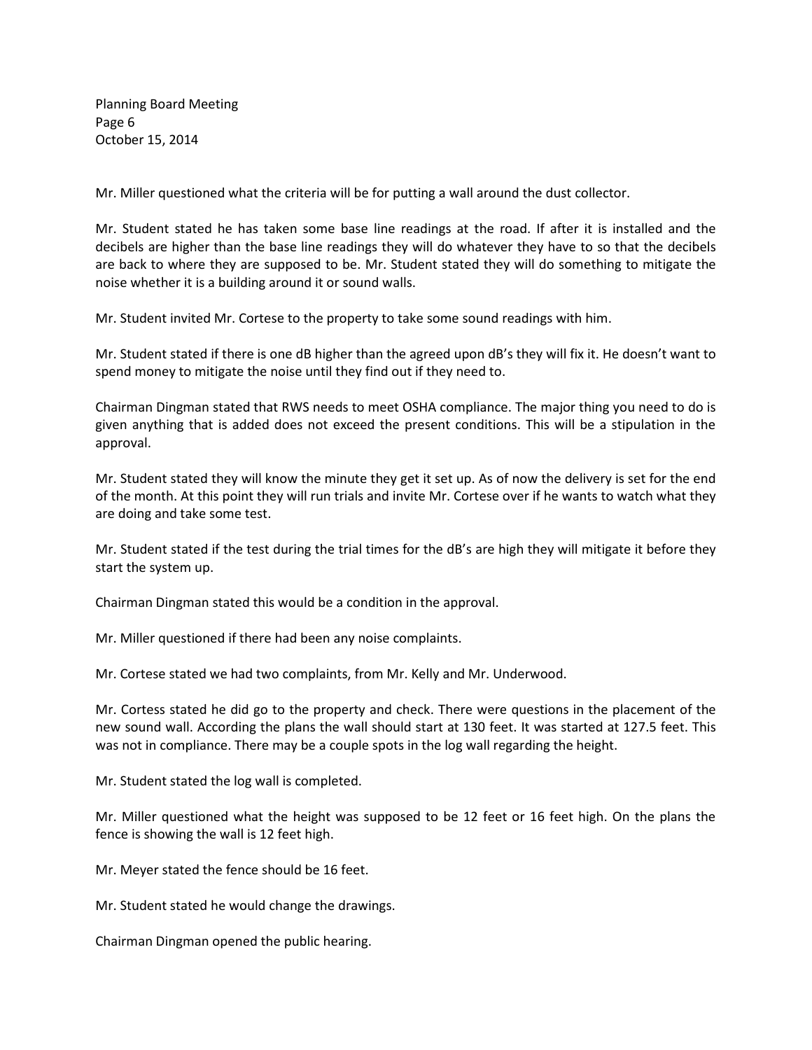Mr. Miller questioned what the criteria will be for putting a wall around the dust collector.

Mr. Student stated he has taken some base line readings at the road. If after it is installed and the decibels are higher than the base line readings they will do whatever they have to so that the decibels are back to where they are supposed to be. Mr. Student stated they will do something to mitigate the noise whether it is a building around it or sound walls.

Mr. Student invited Mr. Cortese to the property to take some sound readings with him.

Mr. Student stated if there is one dB higher than the agreed upon dB's they will fix it. He doesn't want to spend money to mitigate the noise until they find out if they need to.

Chairman Dingman stated that RWS needs to meet OSHA compliance. The major thing you need to do is given anything that is added does not exceed the present conditions. This will be a stipulation in the approval.

Mr. Student stated they will know the minute they get it set up. As of now the delivery is set for the end of the month. At this point they will run trials and invite Mr. Cortese over if he wants to watch what they are doing and take some test.

Mr. Student stated if the test during the trial times for the dB's are high they will mitigate it before they start the system up.

Chairman Dingman stated this would be a condition in the approval.

Mr. Miller questioned if there had been any noise complaints.

Mr. Cortese stated we had two complaints, from Mr. Kelly and Mr. Underwood.

Mr. Cortess stated he did go to the property and check. There were questions in the placement of the new sound wall. According the plans the wall should start at 130 feet. It was started at 127.5 feet. This was not in compliance. There may be a couple spots in the log wall regarding the height.

Mr. Student stated the log wall is completed.

Mr. Miller questioned what the height was supposed to be 12 feet or 16 feet high. On the plans the fence is showing the wall is 12 feet high.

Mr. Meyer stated the fence should be 16 feet.

Mr. Student stated he would change the drawings.

Chairman Dingman opened the public hearing.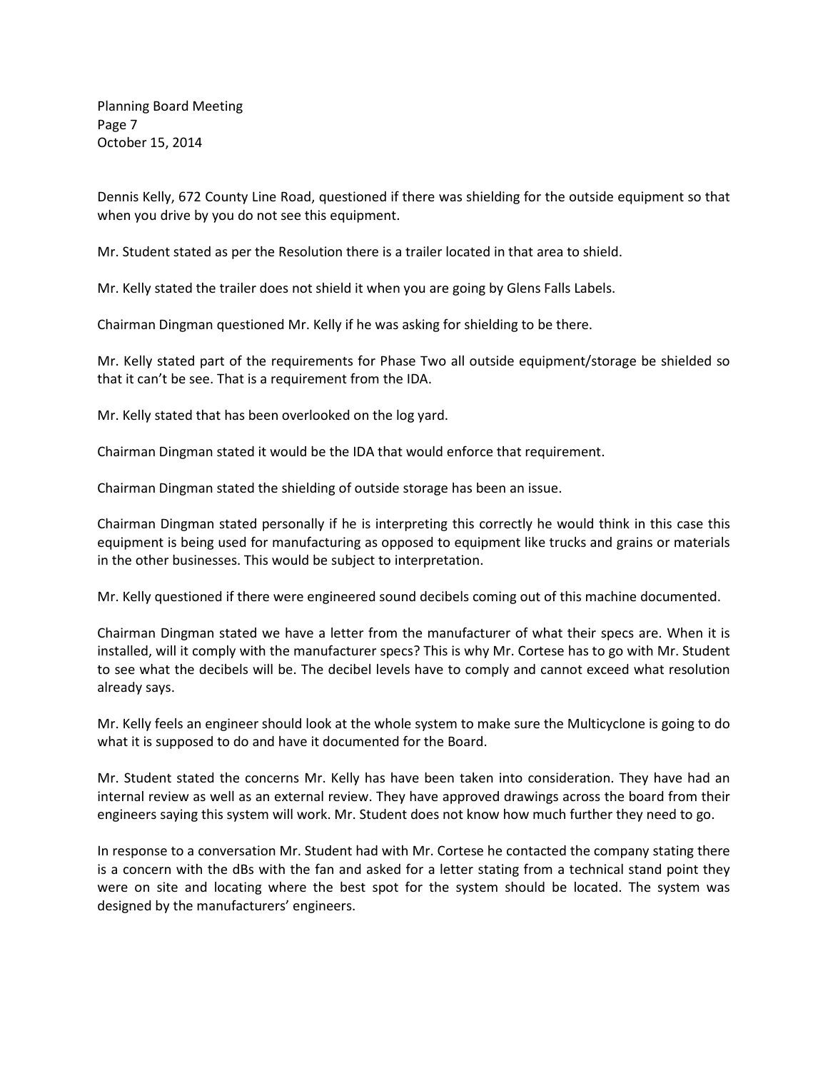Dennis Kelly, 672 County Line Road, questioned if there was shielding for the outside equipment so that when you drive by you do not see this equipment.

Mr. Student stated as per the Resolution there is a trailer located in that area to shield.

Mr. Kelly stated the trailer does not shield it when you are going by Glens Falls Labels.

Chairman Dingman questioned Mr. Kelly if he was asking for shielding to be there.

Mr. Kelly stated part of the requirements for Phase Two all outside equipment/storage be shielded so that it can't be see. That is a requirement from the IDA.

Mr. Kelly stated that has been overlooked on the log yard.

Chairman Dingman stated it would be the IDA that would enforce that requirement.

Chairman Dingman stated the shielding of outside storage has been an issue.

Chairman Dingman stated personally if he is interpreting this correctly he would think in this case this equipment is being used for manufacturing as opposed to equipment like trucks and grains or materials in the other businesses. This would be subject to interpretation.

Mr. Kelly questioned if there were engineered sound decibels coming out of this machine documented.

Chairman Dingman stated we have a letter from the manufacturer of what their specs are. When it is installed, will it comply with the manufacturer specs? This is why Mr. Cortese has to go with Mr. Student to see what the decibels will be. The decibel levels have to comply and cannot exceed what resolution already says.

Mr. Kelly feels an engineer should look at the whole system to make sure the Multicyclone is going to do what it is supposed to do and have it documented for the Board.

Mr. Student stated the concerns Mr. Kelly has have been taken into consideration. They have had an internal review as well as an external review. They have approved drawings across the board from their engineers saying this system will work. Mr. Student does not know how much further they need to go.

In response to a conversation Mr. Student had with Mr. Cortese he contacted the company stating there is a concern with the dBs with the fan and asked for a letter stating from a technical stand point they were on site and locating where the best spot for the system should be located. The system was designed by the manufacturers' engineers.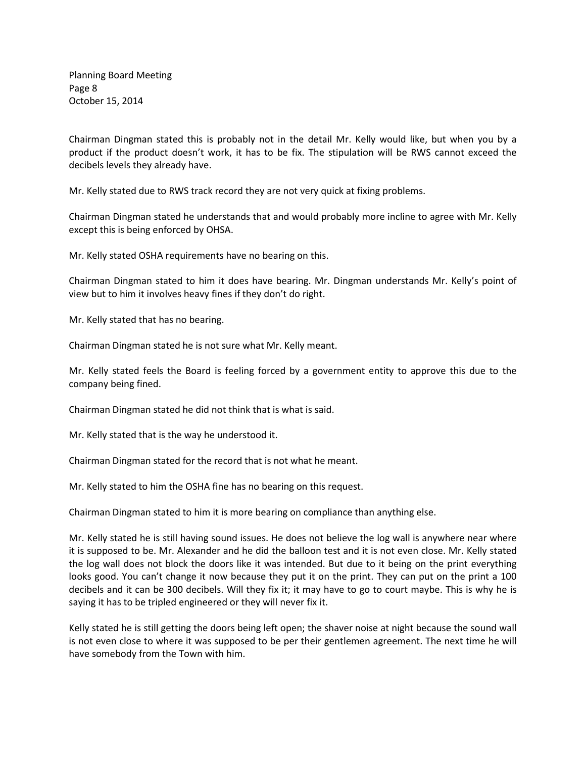Chairman Dingman stated this is probably not in the detail Mr. Kelly would like, but when you by a product if the product doesn't work, it has to be fix. The stipulation will be RWS cannot exceed the decibels levels they already have.

Mr. Kelly stated due to RWS track record they are not very quick at fixing problems.

Chairman Dingman stated he understands that and would probably more incline to agree with Mr. Kelly except this is being enforced by OHSA.

Mr. Kelly stated OSHA requirements have no bearing on this.

Chairman Dingman stated to him it does have bearing. Mr. Dingman understands Mr. Kelly's point of view but to him it involves heavy fines if they don't do right.

Mr. Kelly stated that has no bearing.

Chairman Dingman stated he is not sure what Mr. Kelly meant.

Mr. Kelly stated feels the Board is feeling forced by a government entity to approve this due to the company being fined.

Chairman Dingman stated he did not think that is what is said.

Mr. Kelly stated that is the way he understood it.

Chairman Dingman stated for the record that is not what he meant.

Mr. Kelly stated to him the OSHA fine has no bearing on this request.

Chairman Dingman stated to him it is more bearing on compliance than anything else.

Mr. Kelly stated he is still having sound issues. He does not believe the log wall is anywhere near where it is supposed to be. Mr. Alexander and he did the balloon test and it is not even close. Mr. Kelly stated the log wall does not block the doors like it was intended. But due to it being on the print everything looks good. You can't change it now because they put it on the print. They can put on the print a 100 decibels and it can be 300 decibels. Will they fix it; it may have to go to court maybe. This is why he is saying it has to be tripled engineered or they will never fix it.

Kelly stated he is still getting the doors being left open; the shaver noise at night because the sound wall is not even close to where it was supposed to be per their gentlemen agreement. The next time he will have somebody from the Town with him.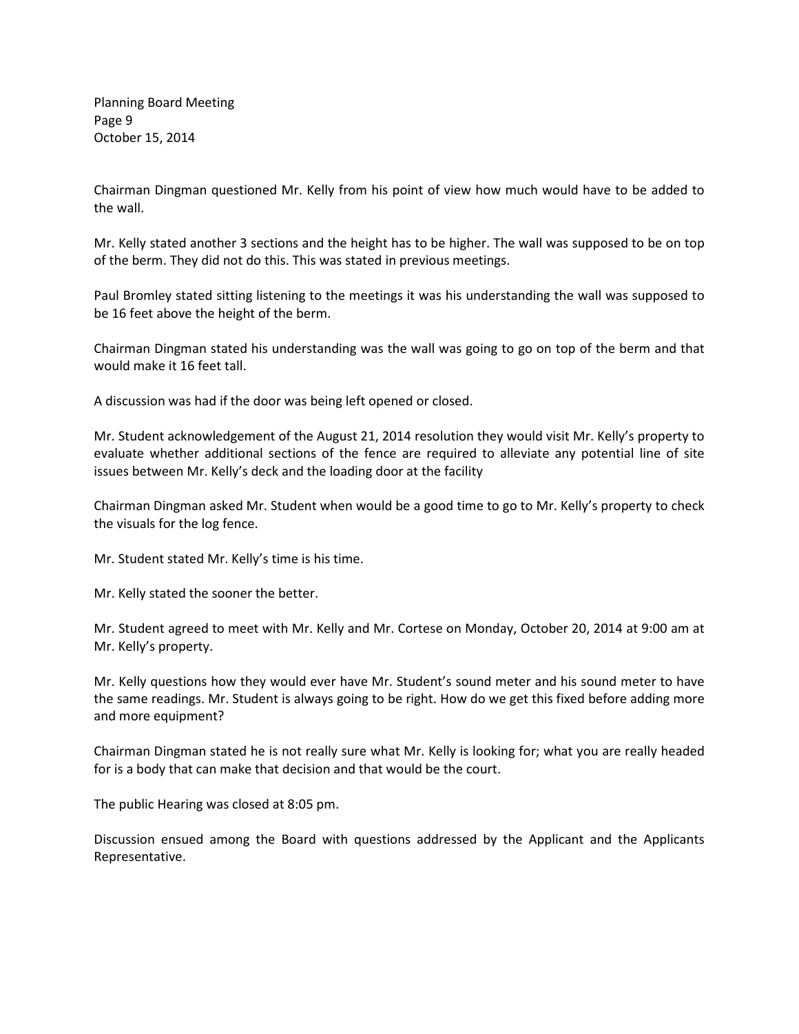Chairman Dingman questioned Mr. Kelly from his point of view how much would have to be added to the wall.

Mr. Kelly stated another 3 sections and the height has to be higher. The wall was supposed to be on top of the berm. They did not do this. This was stated in previous meetings.

Paul Bromley stated sitting listening to the meetings it was his understanding the wall was supposed to be 16 feet above the height of the berm.

Chairman Dingman stated his understanding was the wall was going to go on top of the berm and that would make it 16 feet tall.

A discussion was had if the door was being left opened or closed.

Mr. Student acknowledgement of the August 21, 2014 resolution they would visit Mr. Kelly's property to evaluate whether additional sections of the fence are required to alleviate any potential line of site issues between Mr. Kelly's deck and the loading door at the facility

Chairman Dingman asked Mr. Student when would be a good time to go to Mr. Kelly's property to check the visuals for the log fence.

Mr. Student stated Mr. Kelly's time is his time.

Mr. Kelly stated the sooner the better.

Mr. Student agreed to meet with Mr. Kelly and Mr. Cortese on Monday, October 20, 2014 at 9:00 am at Mr. Kelly's property.

Mr. Kelly questions how they would ever have Mr. Student's sound meter and his sound meter to have the same readings. Mr. Student is always going to be right. How do we get this fixed before adding more and more equipment?

Chairman Dingman stated he is not really sure what Mr. Kelly is looking for; what you are really headed for is a body that can make that decision and that would be the court.

The public Hearing was closed at 8:05 pm.

Discussion ensued among the Board with questions addressed by the Applicant and the Applicants Representative.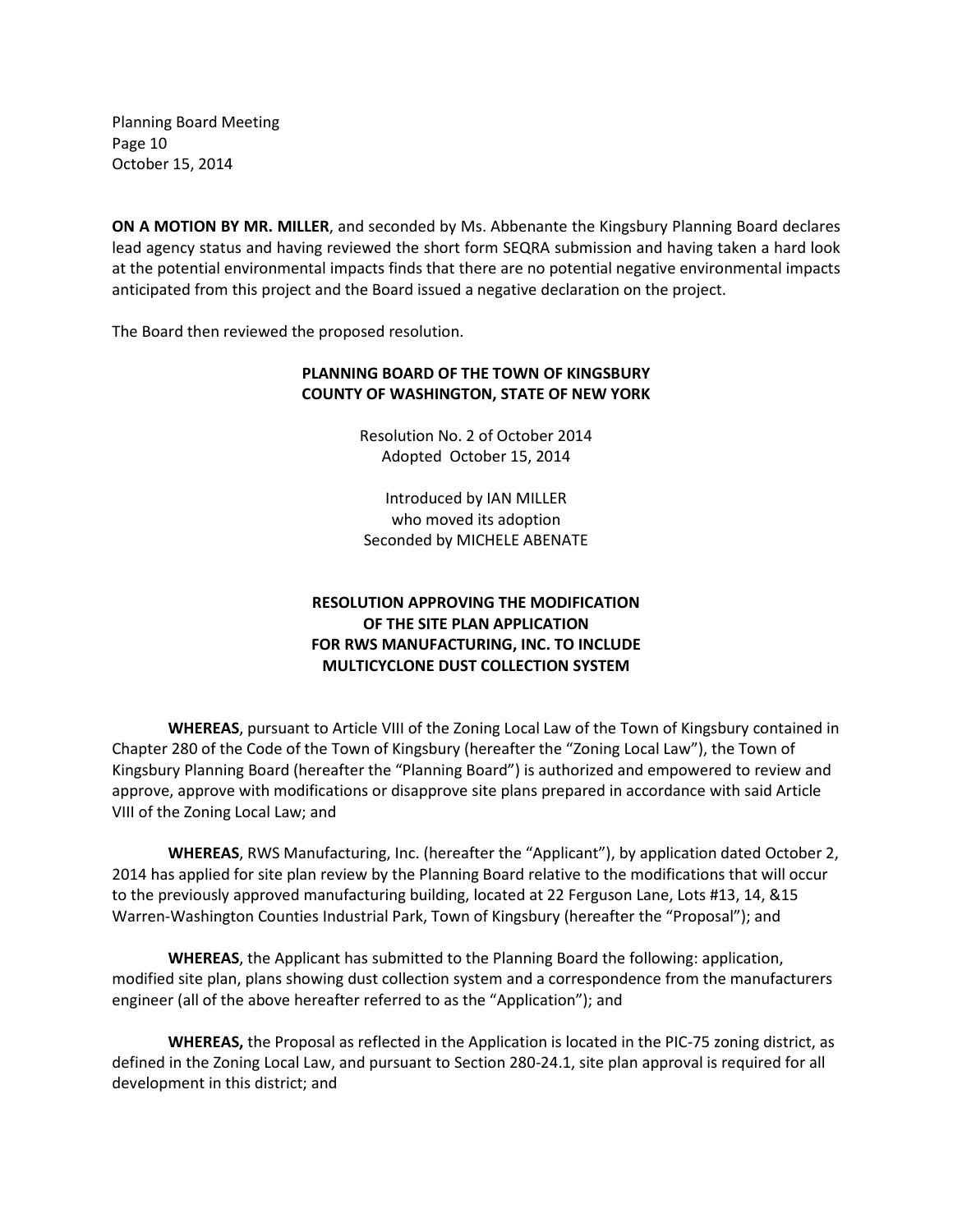**ON A MOTION BY MR. MILLER**, and seconded by Ms. Abbenante the Kingsbury Planning Board declares lead agency status and having reviewed the short form SEQRA submission and having taken a hard look at the potential environmental impacts finds that there are no potential negative environmental impacts anticipated from this project and the Board issued a negative declaration on the project.

The Board then reviewed the proposed resolution.

**PLANNING BOARD OF THE TOWN OF KINGSBURY**
**COUNTY OF WASHINGTON, STATE OF NEW YORK**

Resolution No. 2 of October 2014
Adopted October 15, 2014

Introduced by IAN MILLER
who moved its adoption
Seconded by MICHELE ABENATE

**RESOLUTION APPROVING THE MODIFICATION OF THE SITE PLAN APPLICATION FOR RWS MANUFACTURING, INC. TO INCLUDE MULTICYCLONE DUST COLLECTION SYSTEM**

**WHEREAS**, pursuant to Article VIII of the Zoning Local Law of the Town of Kingsbury contained in Chapter 280 of the Code of the Town of Kingsbury (hereafter the "Zoning Local Law"), the Town of Kingsbury Planning Board (hereafter the "Planning Board") is authorized and empowered to review and approve, approve with modifications or disapprove site plans prepared in accordance with said Article VIII of the Zoning Local Law; and

**WHEREAS**, RWS Manufacturing, Inc. (hereafter the "Applicant"), by application dated October 2, 2014 has applied for site plan review by the Planning Board relative to the modifications that will occur to the previously approved manufacturing building, located at 22 Ferguson Lane, Lots #13, 14, &15 Warren-Washington Counties Industrial Park, Town of Kingsbury (hereafter the "Proposal"); and

**WHEREAS**, the Applicant has submitted to the Planning Board the following: application, modified site plan, plans showing dust collection system and a correspondence from the manufacturers engineer (all of the above hereafter referred to as the "Application"); and

**WHEREAS,** the Proposal as reflected in the Application is located in the PIC-75 zoning district, as defined in the Zoning Local Law, and pursuant to Section 280-24.1, site plan approval is required for all development in this district; and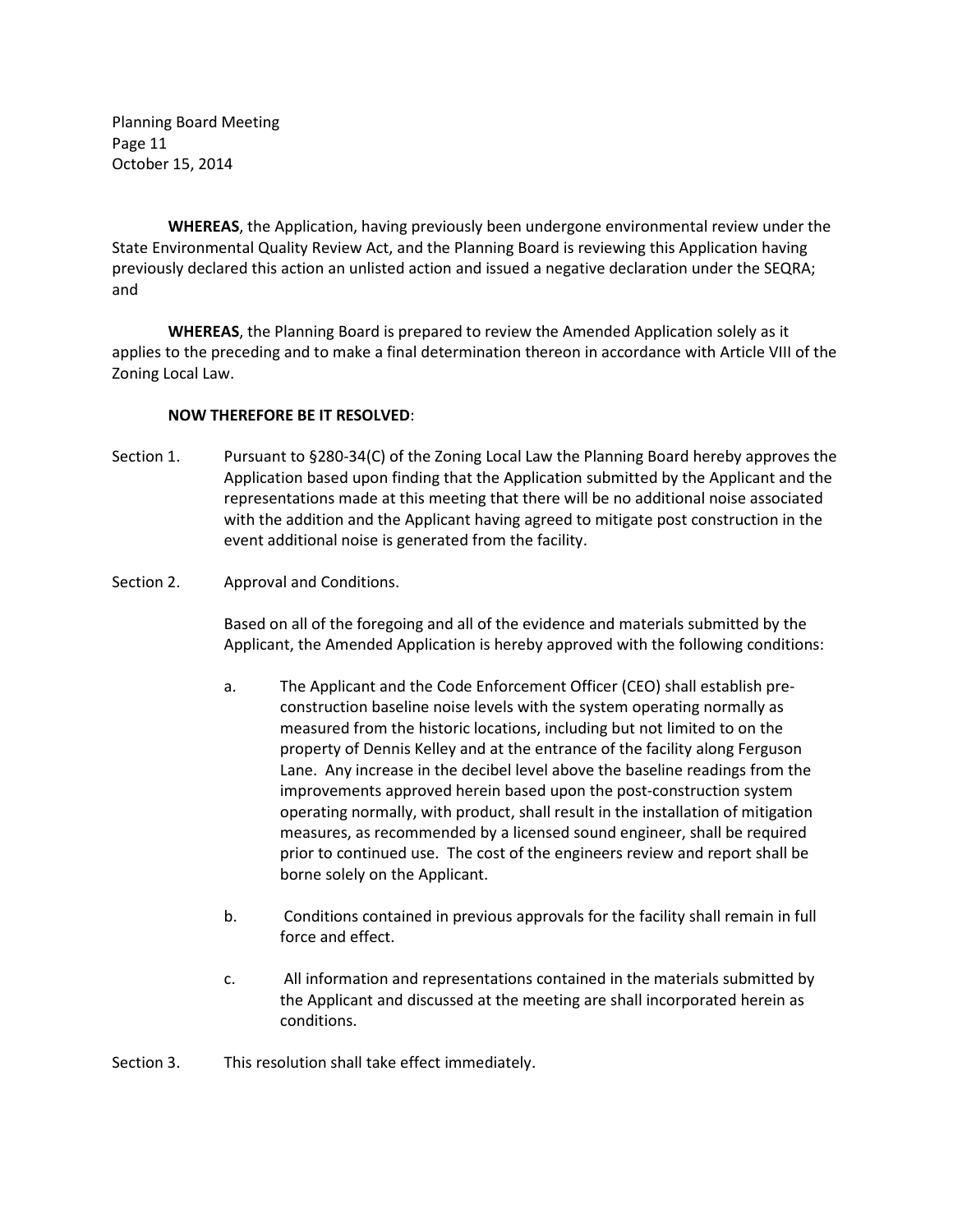**WHEREAS**, the Application, having previously been undergone environmental review under the State Environmental Quality Review Act, and the Planning Board is reviewing this Application having previously declared this action an unlisted action and issued a negative declaration under the SEQRA; and

**WHEREAS**, the Planning Board is prepared to review the Amended Application solely as it applies to the preceding and to make a final determination thereon in accordance with Article VIII of the Zoning Local Law.

**NOW THEREFORE BE IT RESOLVED**:

Section 1. Pursuant to §280-34(C) of the Zoning Local Law the Planning Board hereby approves the Application based upon finding that the Application submitted by the Applicant and the representations made at this meeting that there will be no additional noise associated with the addition and the Applicant having agreed to mitigate post construction in the event additional noise is generated from the facility.

Section 2. Approval and Conditions.

Based on all of the foregoing and all of the evidence and materials submitted by the Applicant, the Amended Application is hereby approved with the following conditions:

a. The Applicant and the Code Enforcement Officer (CEO) shall establish pre-construction baseline noise levels with the system operating normally as measured from the historic locations, including but not limited to on the property of Dennis Kelley and at the entrance of the facility along Ferguson Lane. Any increase in the decibel level above the baseline readings from the improvements approved herein based upon the post-construction system operating normally, with product, shall result in the installation of mitigation measures, as recommended by a licensed sound engineer, shall be required prior to continued use. The cost of the engineers review and report shall be borne solely on the Applicant.

b. Conditions contained in previous approvals for the facility shall remain in full force and effect.

c. All information and representations contained in the materials submitted by the Applicant and discussed at the meeting are shall incorporated herein as conditions.

Section 3. This resolution shall take effect immediately.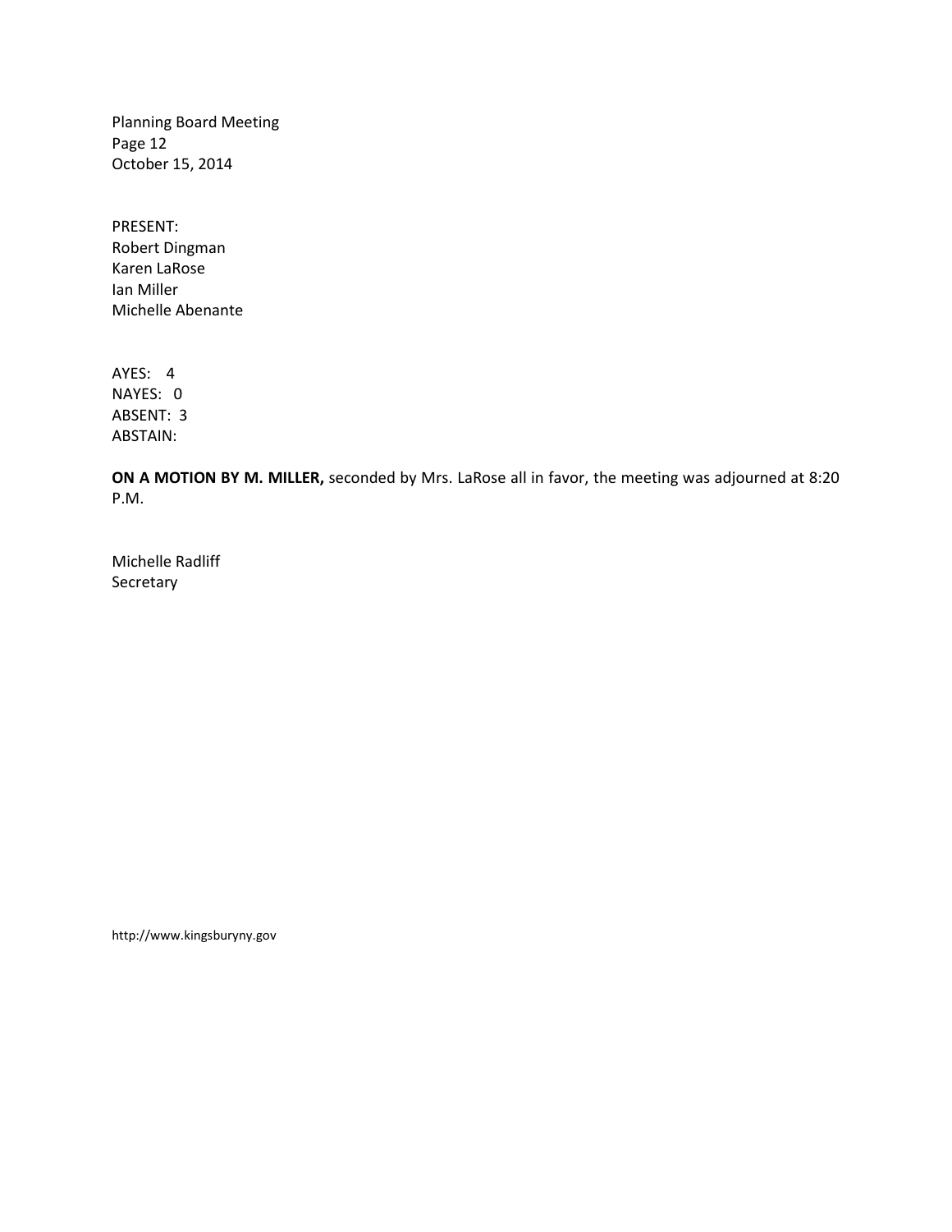PRESENT:
Robert Dingman
Karen LaRose
Ian Miller
Michelle Abenante

AYES: 4
NAYES: 0
ABSENT: 3
ABSTAIN:

**ON A MOTION BY M. MILLER,** seconded by Mrs. LaRose all in favor, the meeting was adjourned at 8:20 P.M.

Michelle Radliff
Secretary

http://www.kingsburyny.gov